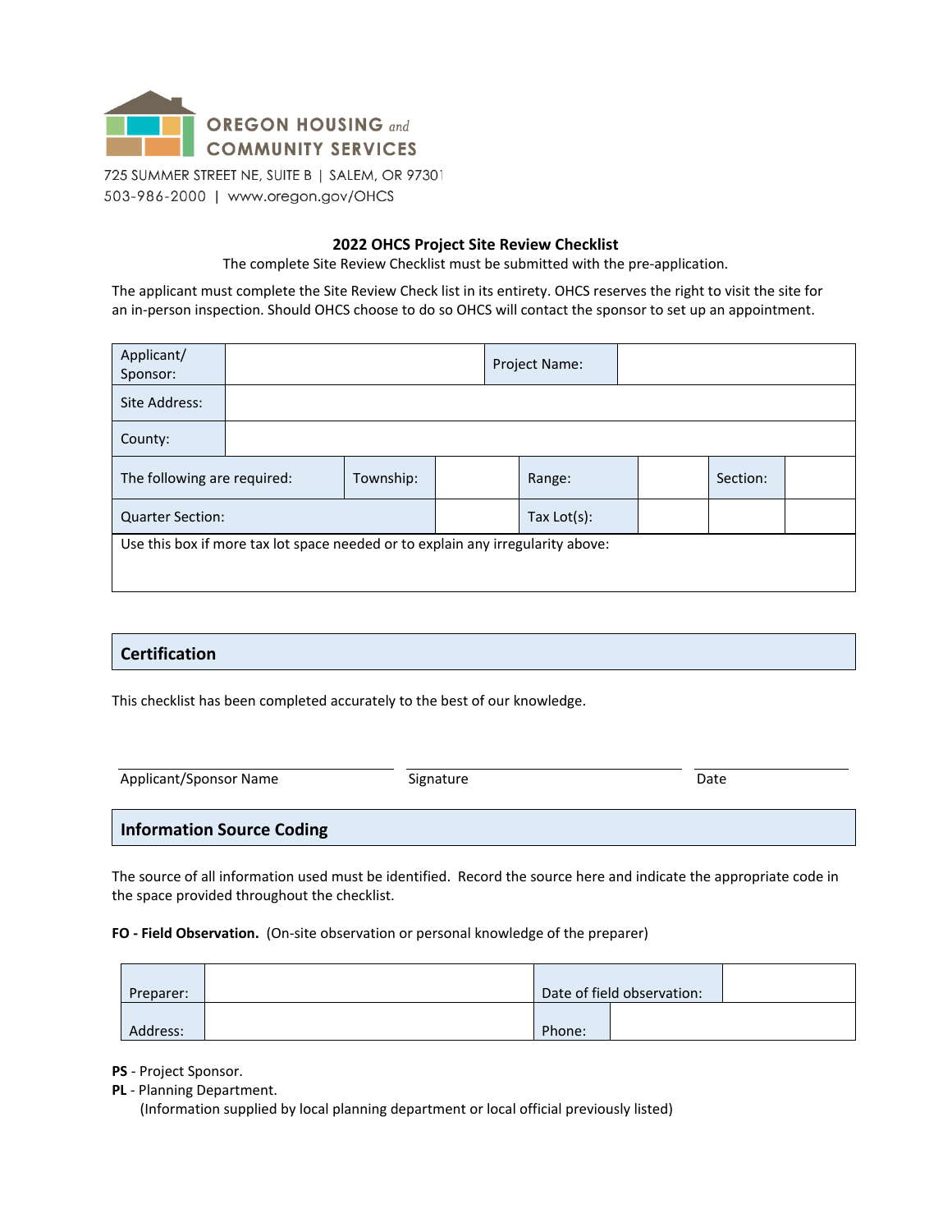**OREGON HOUSING and COMMUNITY SERVICES**

725 SUMMER STREET NE, SUITE B | SALEM, OR 97301
503-986-2000 | www.oregon.gov/OHCS

## 2022 OHCS Project Site Review Checklist

The complete Site Review Checklist must be submitted with the pre-application.

The applicant must complete the Site Review Check list in its entirety. OHCS reserves the right to visit the site for an in-person inspection. Should OHCS choose to do so OHCS will contact the sponsor to set up an appointment.

| Applicant/ Sponsor: | | Project Name: | |
|---|---|---|---|
| Site Address: | | | |
| County: | | | |

| The following are required: | Township: | | Range: | | Section: | |
|---|---|---|---|---|---|---|
| Quarter Section: | | | Tax Lot(s): | | | |

Use this box if more tax lot space needed or to explain any irregularity above:

## Certification

This checklist has been completed accurately to the best of our knowledge.

| Applicant/Sponsor Name | Signature | Date |
|---|---|---|
| | | |

## Information Source Coding

The source of all information used must be identified. Record the source here and indicate the appropriate code in the space provided throughout the checklist.

**FO - Field Observation.** (On-site observation or personal knowledge of the preparer)

| Preparer: | | Date of field observation: | |
|---|---|---|---|
| Address: | | Phone: | |

**PS** - Project Sponsor.

**PL** - Planning Department.
(Information supplied by local planning department or local official previously listed)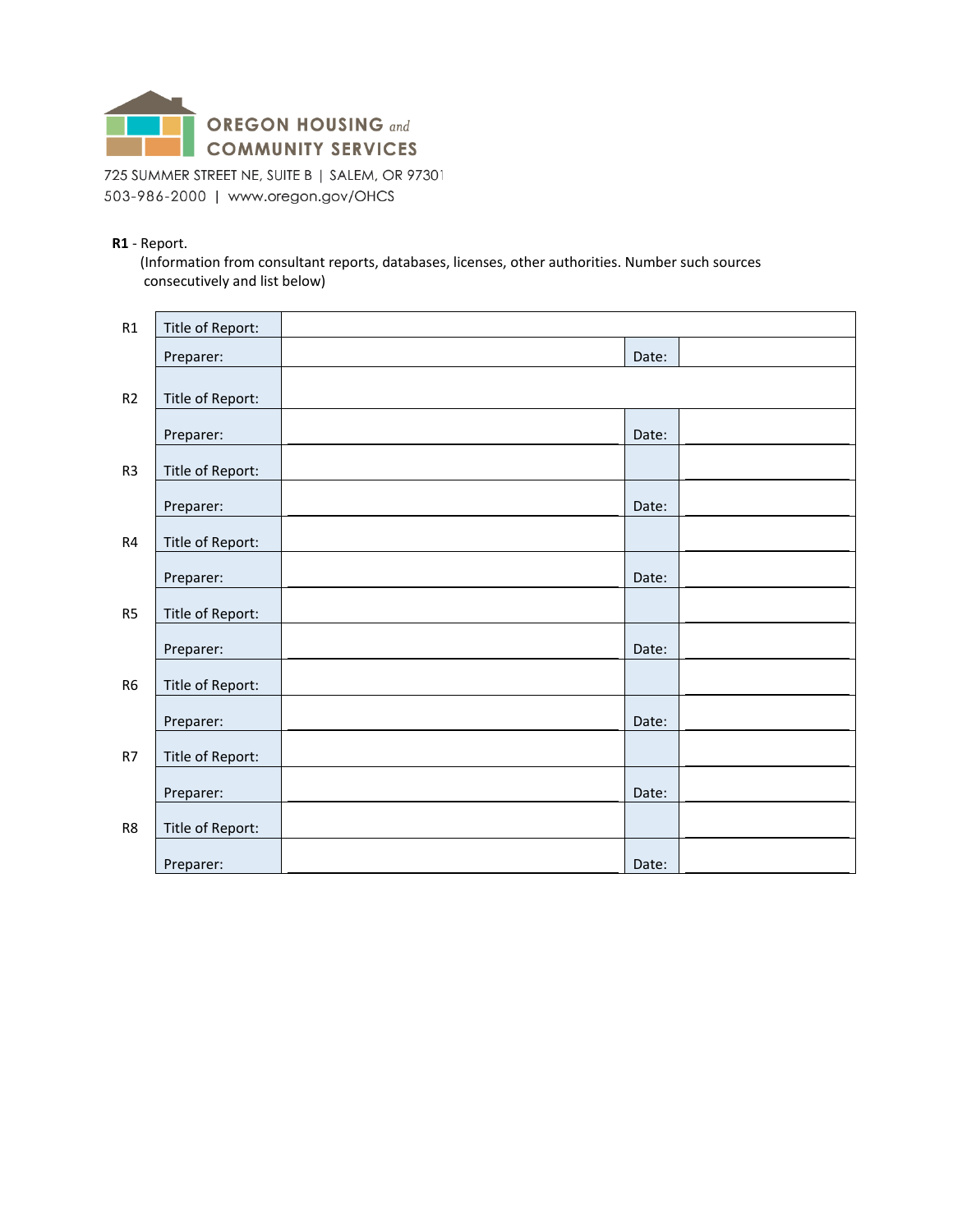OREGON HOUSING and COMMUNITY SERVICES

725 SUMMER STREET NE, SUITE B | SALEM, OR 97301
503-986-2000 | www.oregon.gov/OHCS

**R1** - Report.
(Information from consultant reports, databases, licenses, other authorities. Number such sources consecutively and list below)

| | | | | |
|---|---|---|---|---|
| R1 | Title of Report: | | | |
| | Preparer: | | Date: | |
| R2 | Title of Report: | | | |
| | Preparer: | | Date: | |
| R3 | Title of Report: | | | |
| | Preparer: | | Date: | |
| R4 | Title of Report: | | | |
| | Preparer: | | Date: | |
| R5 | Title of Report: | | | |
| | Preparer: | | Date: | |
| R6 | Title of Report: | | | |
| | Preparer: | | Date: | |
| R7 | Title of Report: | | | |
| | Preparer: | | Date: | |
| R8 | Title of Report: | | | |
| | Preparer: | | Date: | |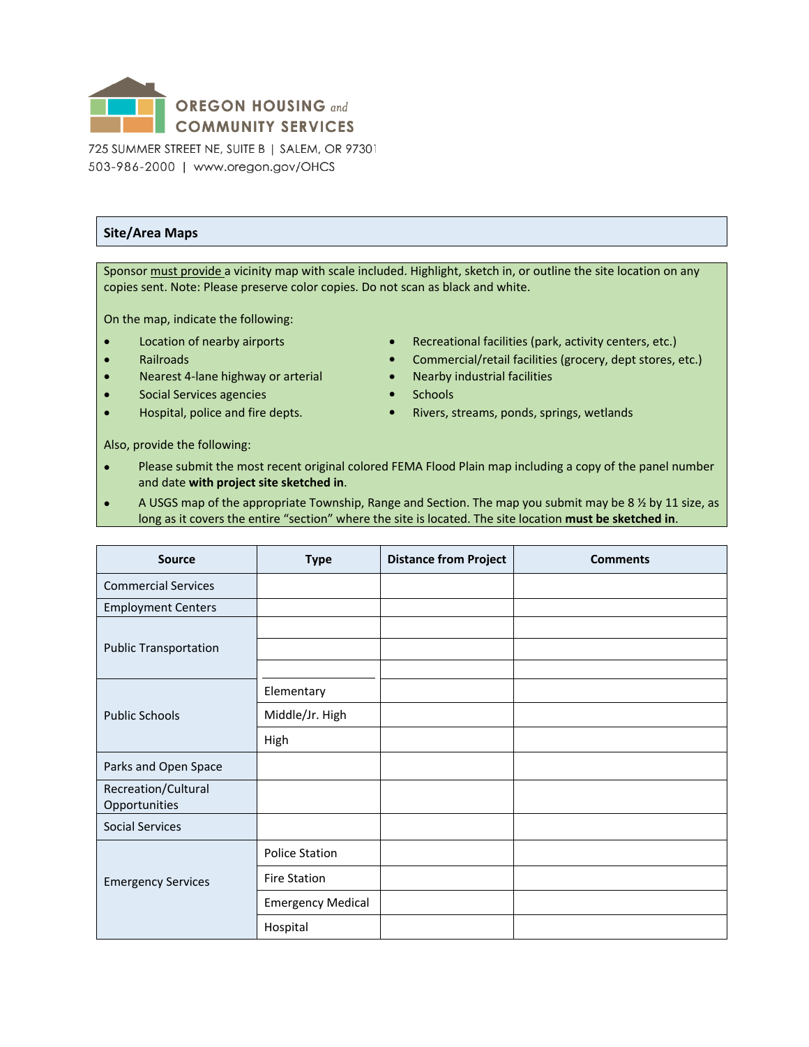OREGON HOUSING and COMMUNITY SERVICES

725 SUMMER STREET NE, SUITE B | SALEM, OR 97301
503-986-2000 | www.oregon.gov/OHCS

## Site/Area Maps

Sponsor must provide a vicinity map with scale included. Highlight, sketch in, or outline the site location on any copies sent. Note: Please preserve color copies. Do not scan as black and white.

On the map, indicate the following:

- Location of nearby airports
- Railroads
- Nearest 4-lane highway or arterial
- Social Services agencies
- Hospital, police and fire depts.
- Recreational facilities (park, activity centers, etc.)
- Commercial/retail facilities (grocery, dept stores, etc.)
- Nearby industrial facilities
- Schools
- Rivers, streams, ponds, springs, wetlands

Also, provide the following:

- Please submit the most recent original colored FEMA Flood Plain map including a copy of the panel number and date **with project site sketched in**.
- A USGS map of the appropriate Township, Range and Section. The map you submit may be 8 ½ by 11 size, as long as it covers the entire "section" where the site is located. The site location **must be sketched in**.

| Source | Type | Distance from Project | Comments |
|---|---|---|---|
| Commercial Services | | | |
| Employment Centers | | | |
| Public Transportation | | | |
| | | | |
| | | | |
| Public Schools | Elementary | | |
| | Middle/Jr. High | | |
| | High | | |
| Parks and Open Space | | | |
| Recreation/Cultural Opportunities | | | |
| Social Services | | | |
| Emergency Services | Police Station | | |
| | Fire Station | | |
| | Emergency Medical | | |
| | Hospital | | |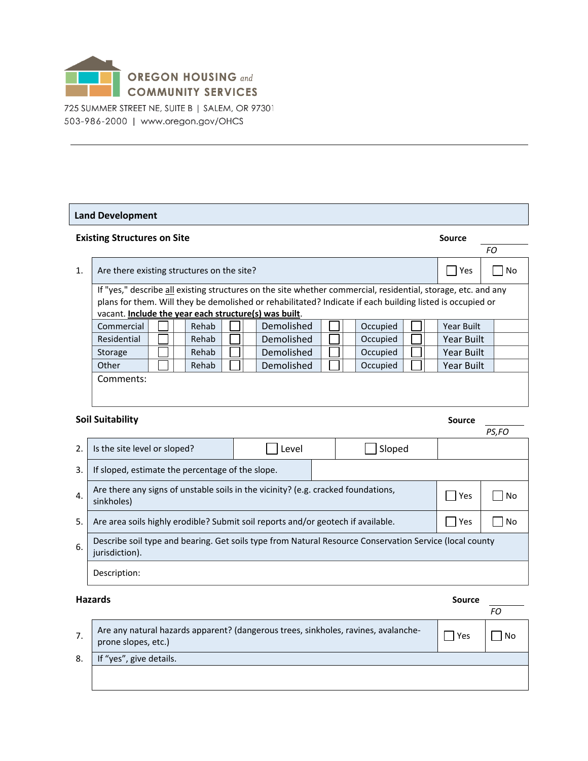**OREGON HOUSING and COMMUNITY SERVICES**

725 SUMMER STREET NE, SUITE B | SALEM, OR 97301
503-986-2000 | www.oregon.gov/OHCS

## Land Development

### Existing Structures on Site

Source *FO*

| | | | |
|---|---|---|---|
| 1. | Are there existing structures on the site? | ☐ Yes | ☐ No |

If "yes," describe all existing structures on the site whether commercial, residential, storage, etc. and any plans for them. Will they be demolished or rehabilitated? Indicate if each building listed is occupied or vacant. **Include the year each structure(s) was built**.

| Type | | Rehab | | Demolished | | Occupied | | Year Built | |
|---|---|---|---|---|---|---|---|---|---|
| Commercial | ☐ | Rehab | ☐ | Demolished | ☐ | Occupied | ☐ | Year Built | |
| Residential | ☐ | Rehab | ☐ | Demolished | ☐ | Occupied | ☐ | Year Built | |
| Storage | ☐ | Rehab | ☐ | Demolished | ☐ | Occupied | ☐ | Year Built | |
| Other | ☐ | Rehab | ☐ | Demolished | ☐ | Occupied | ☐ | Year Built | |

Comments:

### Soil Suitability

Source *PS,FO*

| | | | |
|---|---|---|---|
| 2. | Is the site level or sloped? | ☐ Level | ☐ Sloped |
| 3. | If sloped, estimate the percentage of the slope. | | |
| 4. | Are there any signs of unstable soils in the vicinity? (e.g. cracked foundations, sinkholes) | ☐ Yes | ☐ No |
| 5. | Are area soils highly erodible? Submit soil reports and/or geotech if available. | ☐ Yes | ☐ No |
| 6. | Describe soil type and bearing. Get soils type from Natural Resource Conservation Service (local county jurisdiction). | | |

Description:

### Hazards

Source *FO*

| | | | |
|---|---|---|---|
| 7. | Are any natural hazards apparent? (dangerous trees, sinkholes, ravines, avalanche-prone slopes, etc.) | ☐ Yes | ☐ No |
| 8. | If "yes", give details. | | |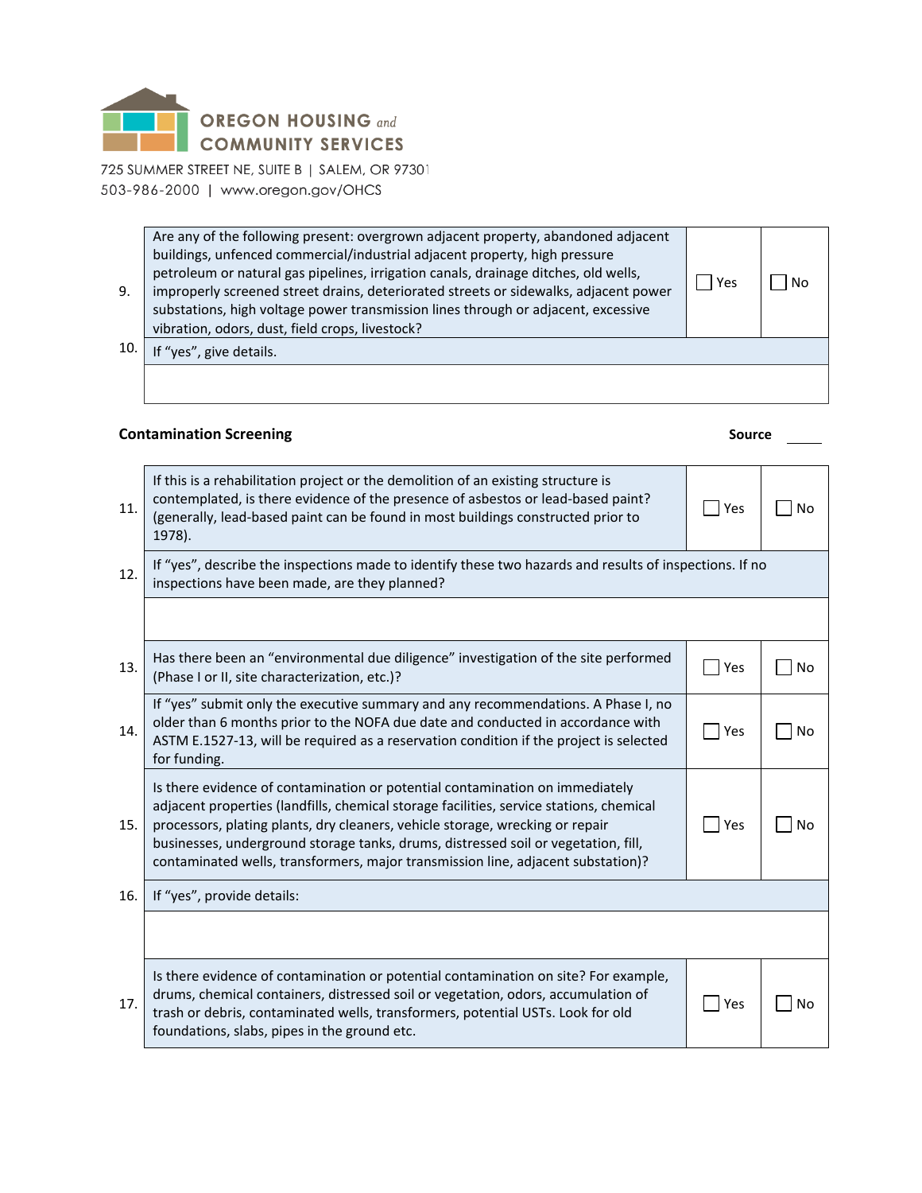**OREGON HOUSING and COMMUNITY SERVICES**

725 SUMMER STREET NE, SUITE B | SALEM, OR 97301
503-986-2000 | www.oregon.gov/OHCS

| | | | |
|---|---|---|---|
| 9. | Are any of the following present: overgrown adjacent property, abandoned adjacent buildings, unfenced commercial/industrial adjacent property, high pressure petroleum or natural gas pipelines, irrigation canals, drainage ditches, old wells, improperly screened street drains, deteriorated streets or sidewalks, adjacent power substations, high voltage power transmission lines through or adjacent, excessive vibration, odors, dust, field crops, livestock? | ☐ Yes | ☐ No |
| 10. | If "yes", give details. | | |
| | | | |

**Contamination Screening** **Source** \_\_\_\_\_

| | | | |
|---|---|---|---|
| 11. | If this is a rehabilitation project or the demolition of an existing structure is contemplated, is there evidence of the presence of asbestos or lead-based paint? (generally, lead-based paint can be found in most buildings constructed prior to 1978). | ☐ Yes | ☐ No |
| 12. | If "yes", describe the inspections made to identify these two hazards and results of inspections. If no inspections have been made, are they planned? | | |
| | | | |
| 13. | Has there been an "environmental due diligence" investigation of the site performed (Phase I or II, site characterization, etc.)? | ☐ Yes | ☐ No |
| 14. | If "yes" submit only the executive summary and any recommendations. A Phase I, no older than 6 months prior to the NOFA due date and conducted in accordance with ASTM E.1527-13, will be required as a reservation condition if the project is selected for funding. | ☐ Yes | ☐ No |
| 15. | Is there evidence of contamination or potential contamination on immediately adjacent properties (landfills, chemical storage facilities, service stations, chemical processors, plating plants, dry cleaners, vehicle storage, wrecking or repair businesses, underground storage tanks, drums, distressed soil or vegetation, fill, contaminated wells, transformers, major transmission line, adjacent substation)? | ☐ Yes | ☐ No |
| 16. | If "yes", provide details: | | |
| | | | |
| 17. | Is there evidence of contamination or potential contamination on site? For example, drums, chemical containers, distressed soil or vegetation, odors, accumulation of trash or debris, contaminated wells, transformers, potential USTs. Look for old foundations, slabs, pipes in the ground etc. | ☐ Yes | ☐ No |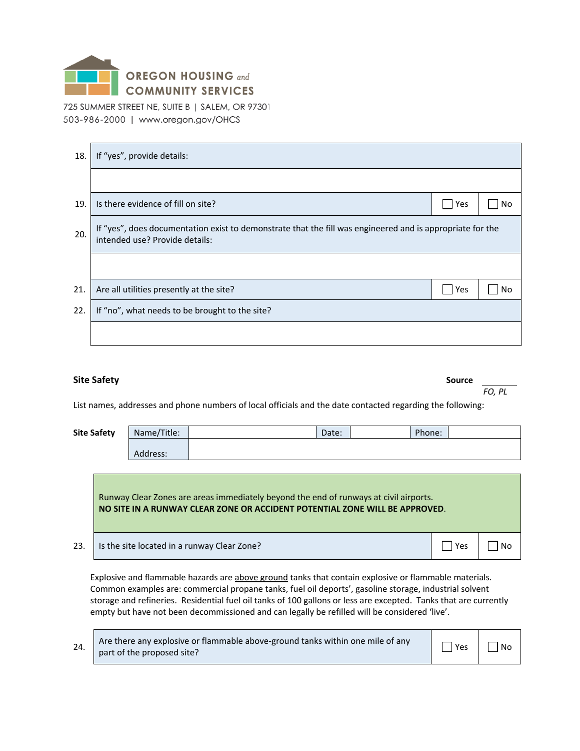OREGON HOUSING and COMMUNITY SERVICES

725 SUMMER STREET NE, SUITE B | SALEM, OR 97301
503-986-2000 | www.oregon.gov/OHCS

| | | | |
|---|---|---|---|
| 18. | If "yes", provide details: | | |
| | | | |
| 19. | Is there evidence of fill on site? | ☐ Yes | ☐ No |
| 20. | If "yes", does documentation exist to demonstrate that the fill was engineered and is appropriate for the intended use? Provide details: | | |
| | | | |
| 21. | Are all utilities presently at the site? | ☐ Yes | ☐ No |
| 22. | If "no", what needs to be brought to the site? | | |
| | | | |

## Site Safety

**Source** *FO, PL*

List names, addresses and phone numbers of local officials and the date contacted regarding the following:

| **Site Safety** | Name/Title: | | Date: | | Phone: | |
|---|---|---|---|---|---|---|
| | Address: | | | | | |

Runway Clear Zones are areas immediately beyond the end of runways at civil airports.
**NO SITE IN A RUNWAY CLEAR ZONE OR ACCIDENT POTENTIAL ZONE WILL BE APPROVED**.

| | | | |
|---|---|---|---|
| 23. | Is the site located in a runway Clear Zone? | ☐ Yes | ☐ No |

Explosive and flammable hazards are <u>above ground</u> tanks that contain explosive or flammable materials. Common examples are: commercial propane tanks, fuel oil deports', gasoline storage, industrial solvent storage and refineries. Residential fuel oil tanks of 100 gallons or less are excepted. Tanks that are currently empty but have not been decommissioned and can legally be refilled will be considered 'live'.

| | | | |
|---|---|---|---|
| 24. | Are there any explosive or flammable above-ground tanks within one mile of any part of the proposed site? | ☐ Yes | ☐ No |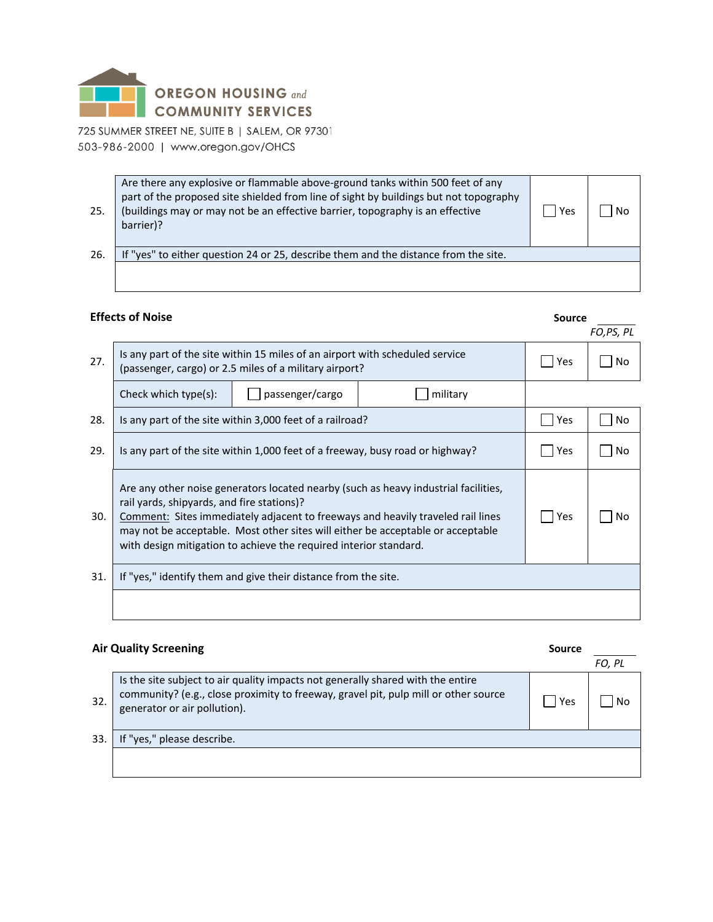OREGON HOUSING and COMMUNITY SERVICES

725 SUMMER STREET NE, SUITE B | SALEM, OR 97301
503-986-2000 | www.oregon.gov/OHCS

| | | | |
|---|---|---|---|
| 25. | Are there any explosive or flammable above-ground tanks within 500 feet of any part of the proposed site shielded from line of sight by buildings but not topography (buildings may or may not be an effective barrier, topography is an effective barrier)? | ☐ Yes | ☐ No |
| 26. | If "yes" to either question 24 or 25, describe them and the distance from the site. | | |
| | | | |

### Effects of Noise

Source ______ *FO,PS, PL*

| | | | | | |
|---|---|---|---|---|---|
| 27. | Is any part of the site within 15 miles of an airport with scheduled service (passenger, cargo) or 2.5 miles of a military airport? | | | ☐ Yes | ☐ No |
| | Check which type(s): | ☐ passenger/cargo | ☐ military | | |
| 28. | Is any part of the site within 3,000 feet of a railroad? | | | ☐ Yes | ☐ No |
| 29. | Is any part of the site within 1,000 feet of a freeway, busy road or highway? | | | ☐ Yes | ☐ No |
| 30. | Are any other noise generators located nearby (such as heavy industrial facilities, rail yards, shipyards, and fire stations)? <br>Comment: Sites immediately adjacent to freeways and heavily traveled rail lines may not be acceptable. Most other sites will either be acceptable or acceptable with design mitigation to achieve the required interior standard. | | | ☐ Yes | ☐ No |
| 31. | If "yes," identify them and give their distance from the site. | | | | |
| | | | | | |

### Air Quality Screening

Source ______ *FO, PL*

| | | | |
|---|---|---|---|
| 32. | Is the site subject to air quality impacts not generally shared with the entire community? (e.g., close proximity to freeway, gravel pit, pulp mill or other source generator or air pollution). | ☐ Yes | ☐ No |
| 33. | If "yes," please describe. | | |
| | | | |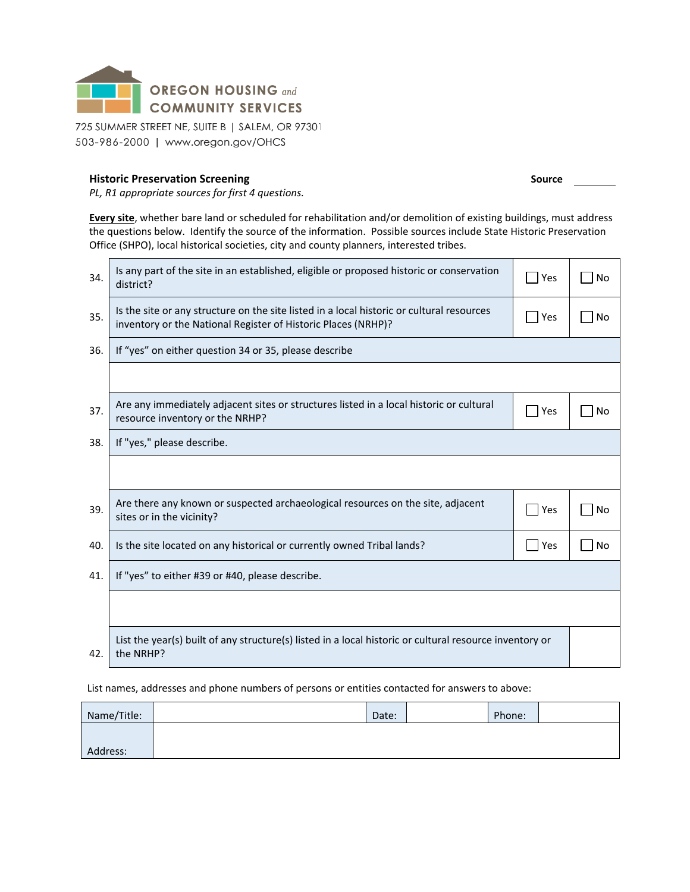OREGON HOUSING and COMMUNITY SERVICES

725 SUMMER STREET NE, SUITE B | SALEM, OR 97301
503-986-2000 | www.oregon.gov/OHCS

**Historic Preservation Screening** **Source** ________

*PL, R1 appropriate sources for first 4 questions.*

**Every site**, whether bare land or scheduled for rehabilitation and/or demolition of existing buildings, must address the questions below. Identify the source of the information. Possible sources include State Historic Preservation Office (SHPO), local historical societies, city and county planners, interested tribes.

| | | | |
|---|---|---|---|
| 34. | Is any part of the site in an established, eligible or proposed historic or conservation district? | ☐ Yes | ☐ No |
| 35. | Is the site or any structure on the site listed in a local historic or cultural resources inventory or the National Register of Historic Places (NRHP)? | ☐ Yes | ☐ No |
| 36. | If "yes" on either question 34 or 35, please describe | | |
| | | | |
| 37. | Are any immediately adjacent sites or structures listed in a local historic or cultural resource inventory or the NRHP? | ☐ Yes | ☐ No |
| 38. | If "yes," please describe. | | |
| | | | |
| 39. | Are there any known or suspected archaeological resources on the site, adjacent sites or in the vicinity? | ☐ Yes | ☐ No |
| 40. | Is the site located on any historical or currently owned Tribal lands? | ☐ Yes | ☐ No |
| 41. | If "yes" to either #39 or #40, please describe. | | |
| | | | |
| 42. | List the year(s) built of any structure(s) listed in a local historic or cultural resource inventory or the NRHP? | | |

List names, addresses and phone numbers of persons or entities contacted for answers to above:

| | | | | | |
|---|---|---|---|---|---|
| Name/Title: | | Date: | | Phone: | |
| Address: | | | | | |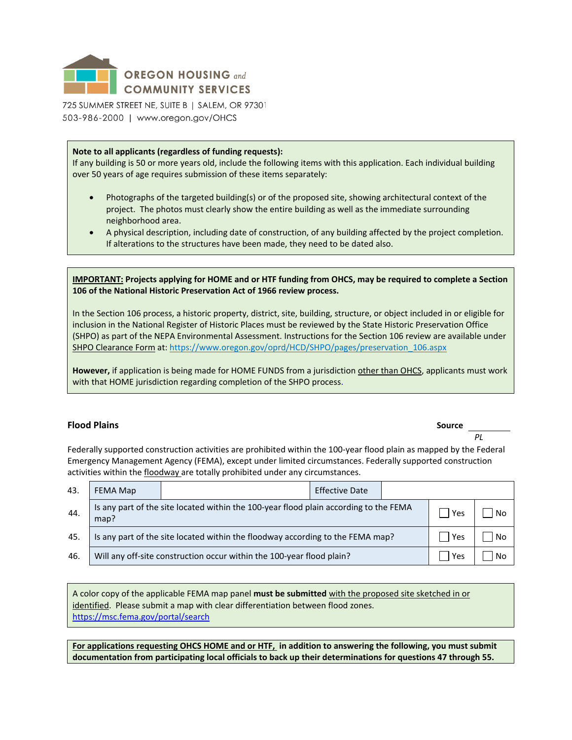**OREGON HOUSING and COMMUNITY SERVICES**

725 SUMMER STREET NE, SUITE B | SALEM, OR 97301
503-986-2000 | www.oregon.gov/OHCS

**Note to all applicants (regardless of funding requests):**
If any building is 50 or more years old, include the following items with this application. Each individual building over 50 years of age requires submission of these items separately:

- Photographs of the targeted building(s) or of the proposed site, showing architectural context of the project. The photos must clearly show the entire building as well as the immediate surrounding neighborhood area.
- A physical description, including date of construction, of any building affected by the project completion. If alterations to the structures have been made, they need to be dated also.

**IMPORTANT: Projects applying for HOME and or HTF funding from OHCS, may be required to complete a Section 106 of the National Historic Preservation Act of 1966 review process.**

In the Section 106 process, a historic property, district, site, building, structure, or object included in or eligible for inclusion in the National Register of Historic Places must be reviewed by the State Historic Preservation Office (SHPO) as part of the NEPA Environmental Assessment. Instructions for the Section 106 review are available under SHPO Clearance Form at: https://www.oregon.gov/oprd/HCD/SHPO/pages/preservation_106.aspx

**However,** if application is being made for HOME FUNDS from a jurisdiction other than OHCS, applicants must work with that HOME jurisdiction regarding completion of the SHPO process.

### Flood Plains

**Source** ________
*PL*

Federally supported construction activities are prohibited within the 100-year flood plain as mapped by the Federal Emergency Management Agency (FEMA), except under limited circumstances. Federally supported construction activities within the floodway are totally prohibited under any circumstances.

| | | | | |
|---|---|---|---|---|
| 43. | FEMA Map | | Effective Date | |
| 44. | Is any part of the site located within the 100-year flood plain according to the FEMA map? | | ☐ Yes | ☐ No |
| 45. | Is any part of the site located within the floodway according to the FEMA map? | | ☐ Yes | ☐ No |
| 46. | Will any off-site construction occur within the 100-year flood plain? | | ☐ Yes | ☐ No |

A color copy of the applicable FEMA map panel **must be submitted** with the proposed site sketched in or identified. Please submit a map with clear differentiation between flood zones.
https://msc.fema.gov/portal/search

**For applications requesting OHCS HOME and or HTF, in addition to answering the following, you must submit documentation from participating local officials to back up their determinations for questions 47 through 55.**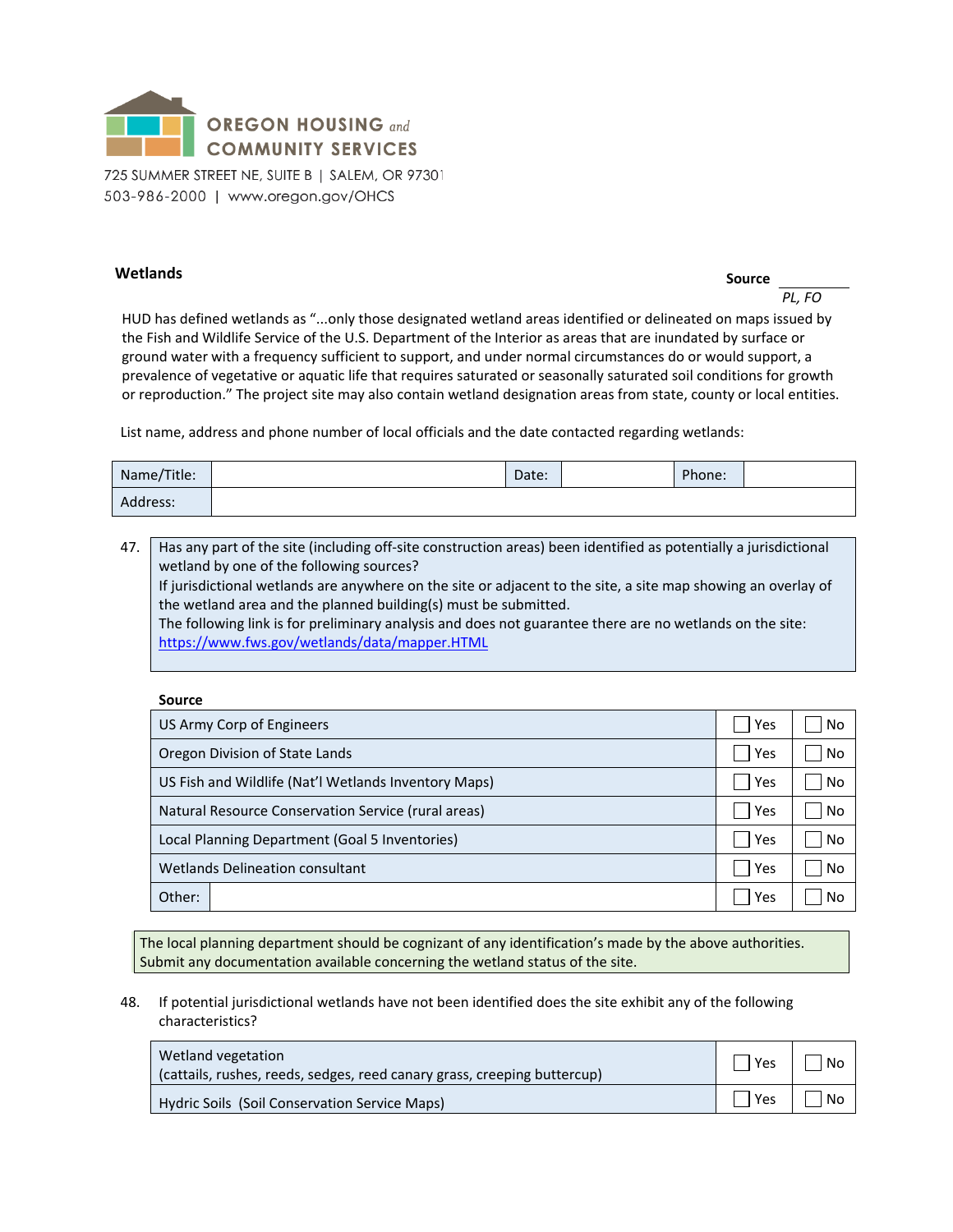OREGON HOUSING and COMMUNITY SERVICES

725 SUMMER STREET NE, SUITE B | SALEM, OR 97301
503-986-2000 | www.oregon.gov/OHCS

## Wetlands

**Source** ______
*PL, FO*

HUD has defined wetlands as "...only those designated wetland areas identified or delineated on maps issued by the Fish and Wildlife Service of the U.S. Department of the Interior as areas that are inundated by surface or ground water with a frequency sufficient to support, and under normal circumstances do or would support, a prevalence of vegetative or aquatic life that requires saturated or seasonally saturated soil conditions for growth or reproduction." The project site may also contain wetland designation areas from state, county or local entities.

List name, address and phone number of local officials and the date contacted regarding wetlands:

| Name/Title: | | Date: | | Phone: | |
|---|---|---|---|---|---|
| Address: | | | | | |

47. Has any part of the site (including off-site construction areas) been identified as potentially a jurisdictional wetland by one of the following sources?
If jurisdictional wetlands are anywhere on the site or adjacent to the site, a site map showing an overlay of the wetland area and the planned building(s) must be submitted.
The following link is for preliminary analysis and does not guarantee there are no wetlands on the site: https://www.fws.gov/wetlands/data/mapper.HTML

| Source | | |
|---|---|---|
| US Army Corp of Engineers | ☐ Yes | ☐ No |
| Oregon Division of State Lands | ☐ Yes | ☐ No |
| US Fish and Wildlife (Nat'l Wetlands Inventory Maps) | ☐ Yes | ☐ No |
| Natural Resource Conservation Service (rural areas) | ☐ Yes | ☐ No |
| Local Planning Department (Goal 5 Inventories) | ☐ Yes | ☐ No |
| Wetlands Delineation consultant | ☐ Yes | ☐ No |
| Other: | ☐ Yes | ☐ No |

The local planning department should be cognizant of any identification's made by the above authorities. Submit any documentation available concerning the wetland status of the site.

48. If potential jurisdictional wetlands have not been identified does the site exhibit any of the following characteristics?

| | | |
|---|---|---|
| Wetland vegetation (cattails, rushes, reeds, sedges, reed canary grass, creeping buttercup) | ☐ Yes | ☐ No |
| Hydric Soils (Soil Conservation Service Maps) | ☐ Yes | ☐ No |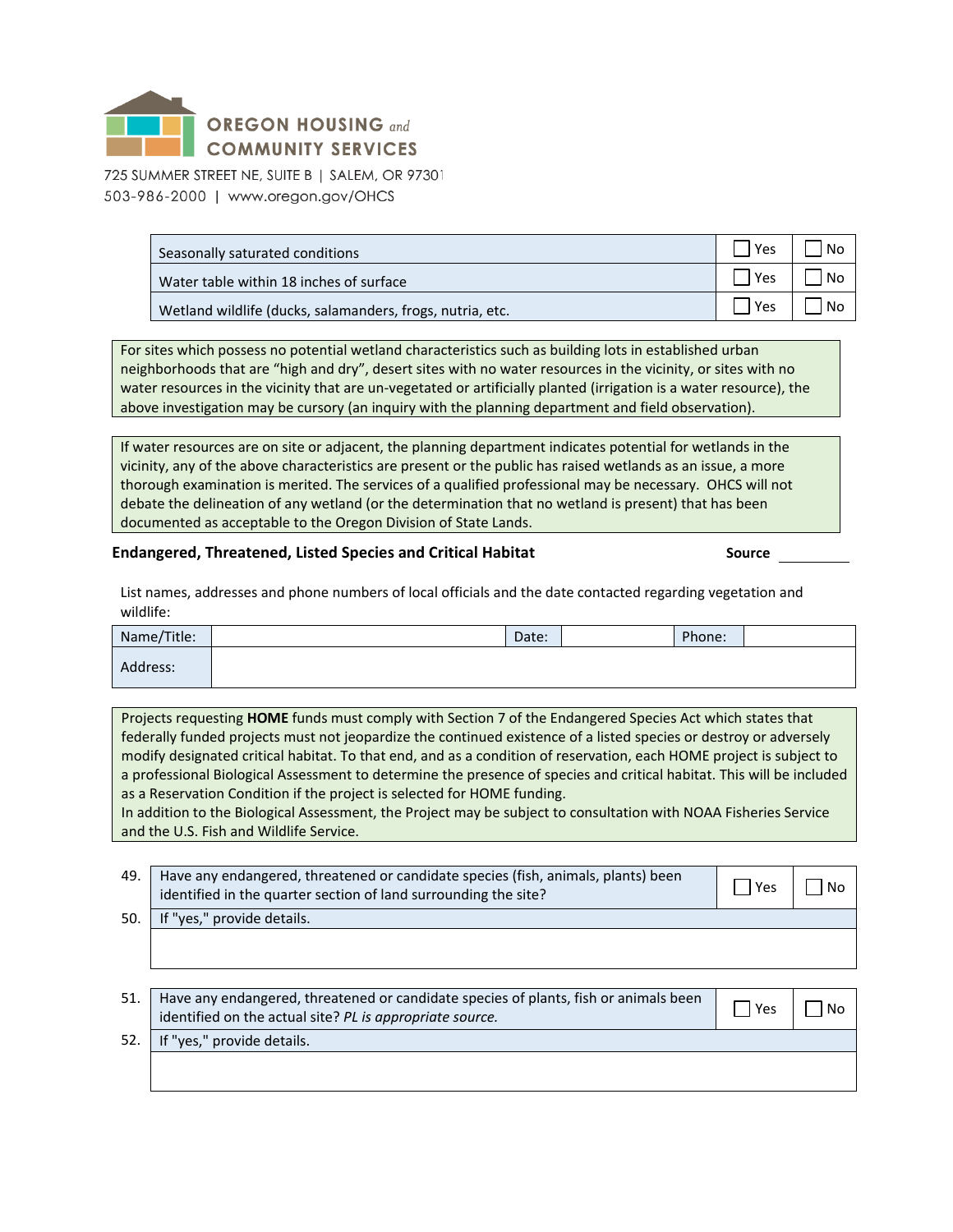| | | |
|---|---|---|
| Seasonally saturated conditions | ☐ Yes | ☐ No |
| Water table within 18 inches of surface | ☐ Yes | ☐ No |
| Wetland wildlife (ducks, salamanders, frogs, nutria, etc. | ☐ Yes | ☐ No |

For sites which possess no potential wetland characteristics such as building lots in established urban neighborhoods that are "high and dry", desert sites with no water resources in the vicinity, or sites with no water resources in the vicinity that are un-vegetated or artificially planted (irrigation is a water resource), the above investigation may be cursory (an inquiry with the planning department and field observation).

If water resources are on site or adjacent, the planning department indicates potential for wetlands in the vicinity, any of the above characteristics are present or the public has raised wetlands as an issue, a more thorough examination is merited. The services of a qualified professional may be necessary. OHCS will not debate the delineation of any wetland (or the determination that no wetland is present) that has been documented as acceptable to the Oregon Division of State Lands.

**Endangered, Threatened, Listed Species and Critical Habitat** **Source** ________

List names, addresses and phone numbers of local officials and the date contacted regarding vegetation and wildlife:

| Name/Title: | | Date: | | Phone: | |
|---|---|---|---|---|---|
| Address: | | | | | |

Projects requesting **HOME** funds must comply with Section 7 of the Endangered Species Act which states that federally funded projects must not jeopardize the continued existence of a listed species or destroy or adversely modify designated critical habitat. To that end, and as a condition of reservation, each HOME project is subject to a professional Biological Assessment to determine the presence of species and critical habitat. This will be included as a Reservation Condition if the project is selected for HOME funding.
In addition to the Biological Assessment, the Project may be subject to consultation with NOAA Fisheries Service and the U.S. Fish and Wildlife Service.

| | | | |
|---|---|---|---|
| 49. | Have any endangered, threatened or candidate species (fish, animals, plants) been identified in the quarter section of land surrounding the site? | ☐ Yes | ☐ No |
| 50. | If "yes," provide details. | | |
| | | | |

| | | | |
|---|---|---|---|
| 51. | Have any endangered, threatened or candidate species of plants, fish or animals been identified on the actual site? *PL is appropriate source.* | ☐ Yes | ☐ No |
| 52. | If "yes," provide details. | | |
| | | | |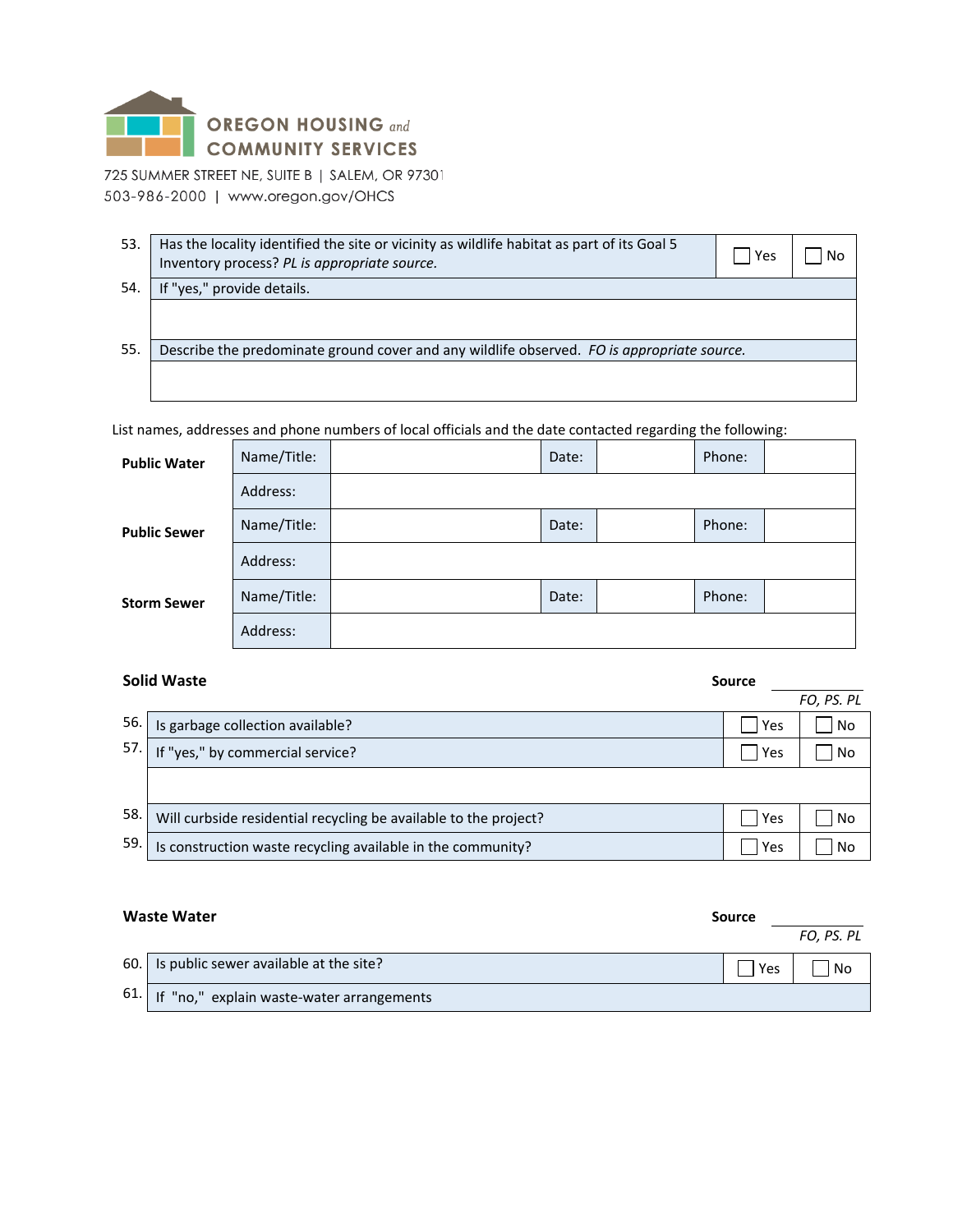OREGON HOUSING and COMMUNITY SERVICES

725 SUMMER STREET NE, SUITE B | SALEM, OR 97301
503-986-2000 | www.oregon.gov/OHCS

| | | | |
|---|---|---|---|
| 53. | Has the locality identified the site or vicinity as wildlife habitat as part of its Goal 5 Inventory process? *PL is appropriate source.* | ☐ Yes | ☐ No |
| 54. | If "yes," provide details. | | |
| | | | |
| 55. | Describe the predominate ground cover and any wildlife observed. *FO is appropriate source.* | | |
| | | | |

List names, addresses and phone numbers of local officials and the date contacted regarding the following:

| | | | | | | |
|---|---|---|---|---|---|---|
| **Public Water** | Name/Title: | | Date: | | Phone: | |
| | Address: | | | | | |
| **Public Sewer** | Name/Title: | | Date: | | Phone: | |
| | Address: | | | | | |
| **Storm Sewer** | Name/Title: | | Date: | | Phone: | |
| | Address: | | | | | |

**Solid Waste** **Source** *FO, PS. PL*

| | | | |
|---|---|---|---|
| 56. | Is garbage collection available? | ☐ Yes | ☐ No |
| 57. | If "yes," by commercial service? | ☐ Yes | ☐ No |
| | | | |
| 58. | Will curbside residential recycling be available to the project? | ☐ Yes | ☐ No |
| 59. | Is construction waste recycling available in the community? | ☐ Yes | ☐ No |

**Waste Water** **Source** *FO, PS. PL*

| | | | |
|---|---|---|---|
| 60. | Is public sewer available at the site? | ☐ Yes | ☐ No |
| 61. | If "no," explain waste-water arrangements | | |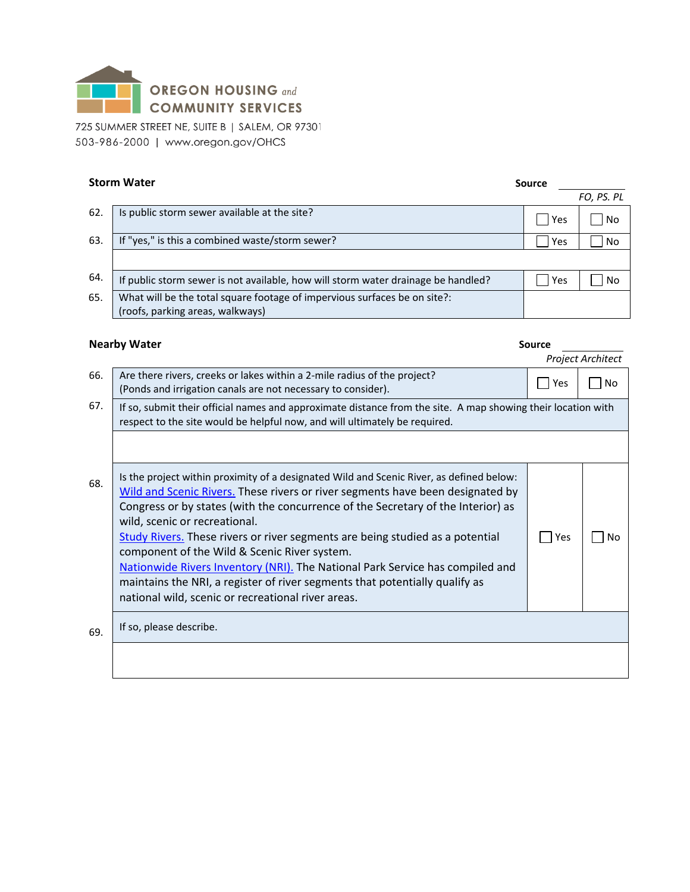OREGON HOUSING and COMMUNITY SERVICES

725 SUMMER STREET NE, SUITE B | SALEM, OR 97301
503-986-2000 | www.oregon.gov/OHCS

### Storm Water

**Source** *FO, PS. PL*

| | | | |
|---|---|---|---|
| 62. | Is public storm sewer available at the site? | ☐ Yes | ☐ No |
| 63. | If "yes," is this a combined waste/storm sewer? | ☐ Yes | ☐ No |
| | | | |
| 64. | If public storm sewer is not available, how will storm water drainage be handled? | ☐ Yes | ☐ No |
| 65. | What will be the total square footage of impervious surfaces be on site?: (roofs, parking areas, walkways) | | |

### Nearby Water

**Source** *Project Architect*

| | | | |
|---|---|---|---|
| 66. | Are there rivers, creeks or lakes within a 2-mile radius of the project? (Ponds and irrigation canals are not necessary to consider). | ☐ Yes | ☐ No |
| 67. | If so, submit their official names and approximate distance from the site. A map showing their location with respect to the site would be helpful now, and will ultimately be required. | | |
| | | | |
| 68. | Is the project within proximity of a designated Wild and Scenic River, as defined below: Wild and Scenic Rivers. These rivers or river segments have been designated by Congress or by states (with the concurrence of the Secretary of the Interior) as wild, scenic or recreational. Study Rivers. These rivers or river segments are being studied as a potential component of the Wild & Scenic River system. Nationwide Rivers Inventory (NRI). The National Park Service has compiled and maintains the NRI, a register of river segments that potentially qualify as national wild, scenic or recreational river areas. | ☐ Yes | ☐ No |
| 69. | If so, please describe. | | |
| | | | |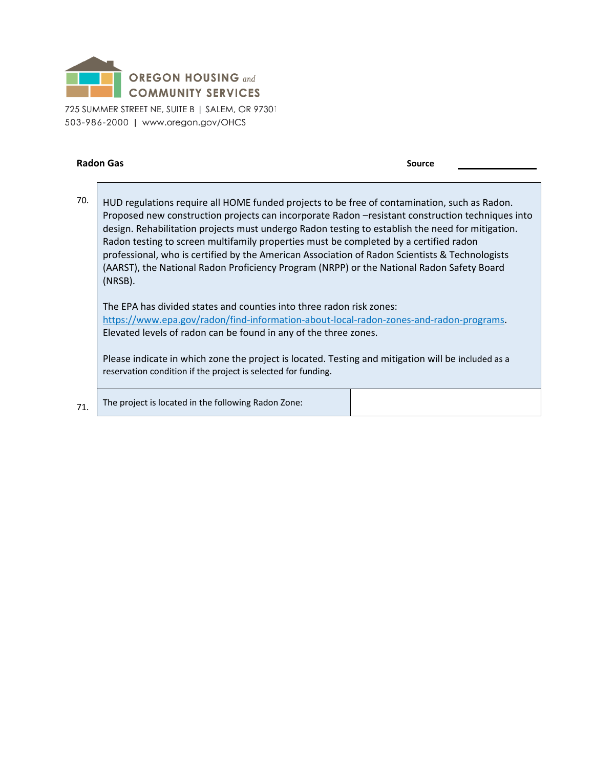OREGON HOUSING and COMMUNITY SERVICES

725 SUMMER STREET NE, SUITE B | SALEM, OR 97301
503-986-2000 | www.oregon.gov/OHCS

**Radon Gas** **Source** \_\_\_\_\_\_\_\_\_\_\_\_\_\_

70. HUD regulations require all HOME funded projects to be free of contamination, such as Radon. Proposed new construction projects can incorporate Radon –resistant construction techniques into design. Rehabilitation projects must undergo Radon testing to establish the need for mitigation. Radon testing to screen multifamily properties must be completed by a certified radon professional, who is certified by the American Association of Radon Scientists & Technologists (AARST), the National Radon Proficiency Program (NRPP) or the National Radon Safety Board (NRSB).

The EPA has divided states and counties into three radon risk zones: [https://www.epa.gov/radon/find-information-about-local-radon-zones-and-radon-programs](https://www.epa.gov/radon/find-information-about-local-radon-zones-and-radon-programs). Elevated levels of radon can be found in any of the three zones.

Please indicate in which zone the project is located. Testing and mitigation will be included as a reservation condition if the project is selected for funding.

| # | Question | Response |
|---|---|---|
| 71. | The project is located in the following Radon Zone: | |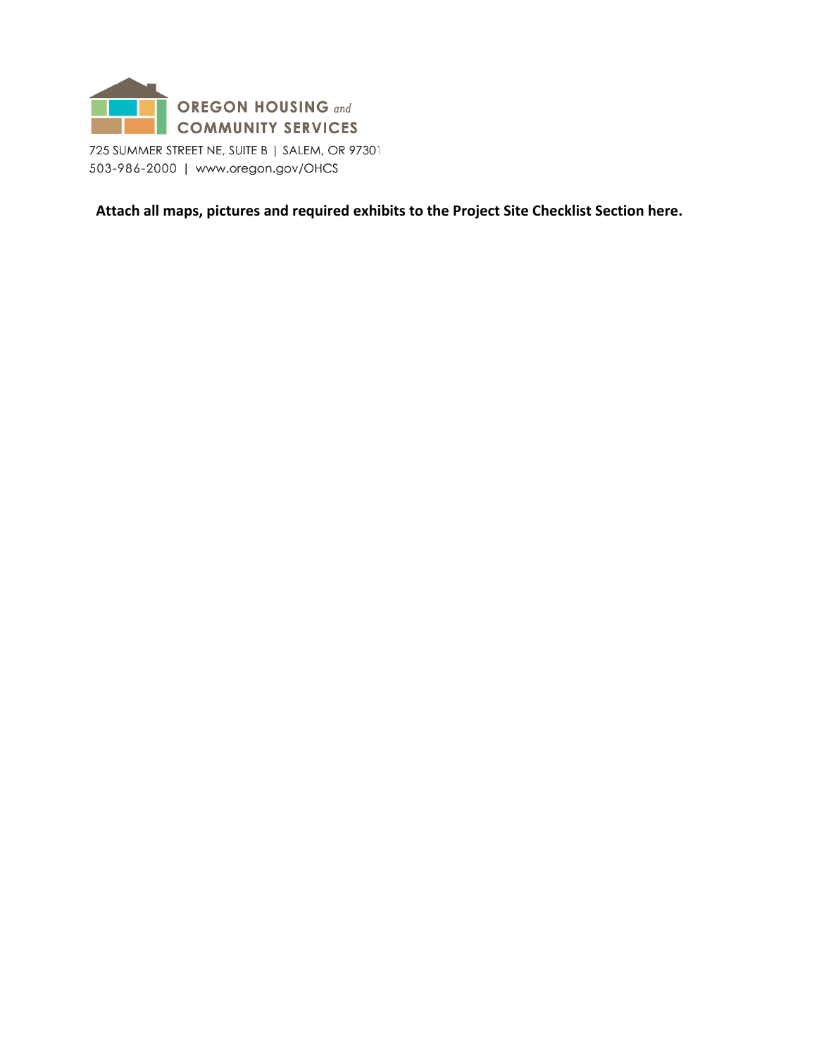OREGON HOUSING and COMMUNITY SERVICES

725 SUMMER STREET NE, SUITE B | SALEM, OR 97301
503-986-2000 | www.oregon.gov/OHCS

**Attach all maps, pictures and required exhibits to the Project Site Checklist Section here.**